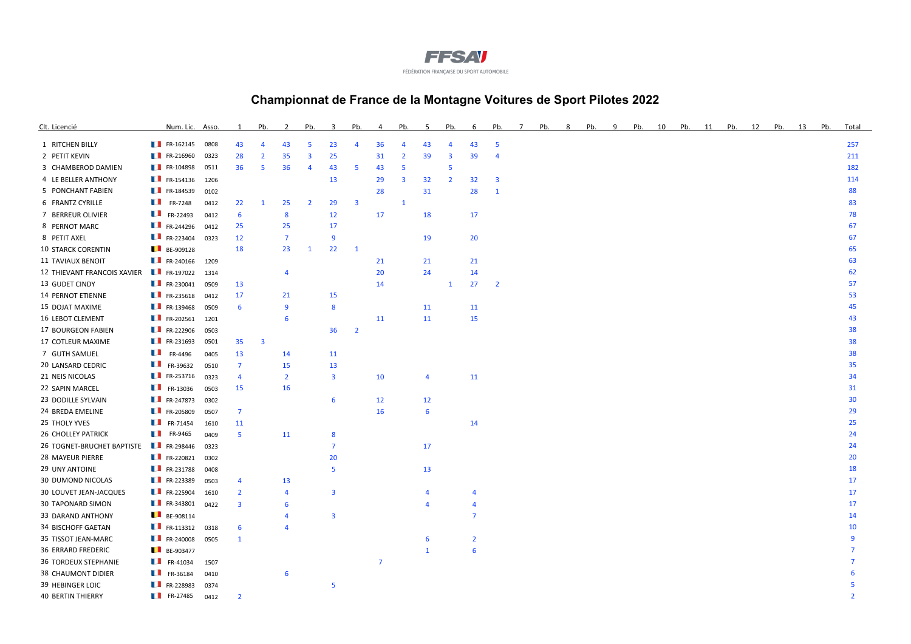FFSA
FÉDÉRATION FRANÇAISE DU SPORT AUTOMOBILE

# Championnat de France de la Montagne Voitures de Sport Pilotes 2022

| Clt. | Licencié | Num. Lic. | Asso. | 1 | Pb. | 2 | Pb. | 3 | Pb. | 4 | Pb. | 5 | Pb. | 6 | Pb. | 7 | Pb. | 8 | Pb. | 9 | Pb. | 10 | Pb. | 11 | Pb. | 12 | Pb. | 13 | Pb. | Total |
|---|---|---|---|---|---|---|---|---|---|---|---|---|---|---|---|---|---|---|---|---|---|---|---|---|---|---|---|---|---|---|
| 1 | RITCHEN BILLY | FR-162145 | 0808 | 43 | 4 | 43 | 5 | 23 | 4 | 36 | 4 | 43 | 4 | 43 | 5 | | | | | | | | | | | | | | | 257 |
| 2 | PETIT KEVIN | FR-216960 | 0323 | 28 | 2 | 35 | 3 | 25 | | 31 | 2 | 39 | 3 | 39 | 4 | | | | | | | | | | | | | | | 211 |
| 3 | CHAMBEROD DAMIEN | FR-104898 | 0511 | 36 | 5 | 36 | 4 | 43 | 5 | 43 | 5 | | 5 | | | | | | | | | | | | | | | | | 182 |
| 4 | LE BELLER ANTHONY | FR-154136 | 1206 | | | | | 13 | | 29 | 3 | 32 | 2 | 32 | 3 | | | | | | | | | | | | | | | 114 |
| 5 | PONCHANT FABIEN | FR-184539 | 0102 | | | | | | | 28 | | 31 | | 28 | 1 | | | | | | | | | | | | | | | 88 |
| 6 | FRANTZ CYRILLE | FR-7248 | 0412 | 22 | 1 | 25 | 2 | 29 | 3 | | 1 | | | | | | | | | | | | | | | | | | | 83 |
| 7 | BERREUR OLIVIER | FR-22493 | 0412 | 6 | | 8 | | 12 | | 17 | | 18 | | 17 | | | | | | | | | | | | | | | | 78 |
| 8 | PERNOT MARC | FR-244296 | 0412 | 25 | | 25 | | 17 | | | | | | | | | | | | | | | | | | | | | | 67 |
| 8 | PETIT AXEL | FR-223404 | 0323 | 12 | | 7 | | 9 | | | | 19 | | 20 | | | | | | | | | | | | | | | | 67 |
| 10 | STARCK CORENTIN | BE-909128 | | 18 | | 23 | 1 | 22 | 1 | | | | | | | | | | | | | | | | | | | | | 65 |
| 11 | TAVIAUX BENOIT | FR-240166 | 1209 | | | | | | | 21 | | 21 | | 21 | | | | | | | | | | | | | | | | 63 |
| 12 | THIEVANT FRANCOIS XAVIER | FR-197022 | 1314 | | | 4 | | | | 20 | | 24 | | 14 | | | | | | | | | | | | | | | | 62 |
| 13 | GUDET CINDY | FR-230041 | 0509 | 13 | | | | | | 14 | | | 1 | 27 | 2 | | | | | | | | | | | | | | | 57 |
| 14 | PERNOT ETIENNE | FR-235618 | 0412 | 17 | | 21 | | 15 | | | | | | | | | | | | | | | | | | | | | | 53 |
| 15 | DOJAT MAXIME | FR-139468 | 0509 | 6 | | 9 | | 8 | | | | 11 | | 11 | | | | | | | | | | | | | | | | 45 |
| 16 | LEBOT CLEMENT | FR-202561 | 1201 | | | 6 | | | | 11 | | 11 | | 15 | | | | | | | | | | | | | | | | 43 |
| 17 | BOURGEON FABIEN | FR-222906 | 0503 | | | | | 36 | 2 | | | | | | | | | | | | | | | | | | | | | 38 |
| 17 | COTLEUR MAXIME | FR-231693 | 0501 | 35 | 3 | | | | | | | | | | | | | | | | | | | | | | | | | 38 |
| 7 | GUTH SAMUEL | FR-4496 | 0405 | 13 | | 14 | | 11 | | | | | | | | | | | | | | | | | | | | | | 38 |
| 20 | LANSARD CEDRIC | FR-39632 | 0510 | 7 | | 15 | | 13 | | | | | | | | | | | | | | | | | | | | | | 35 |
| 21 | NEIS NICOLAS | FR-253716 | 0323 | 4 | | 2 | | 3 | | 10 | | 4 | | 11 | | | | | | | | | | | | | | | | 34 |
| 22 | SAPIN MARCEL | FR-13036 | 0503 | 15 | | 16 | | | | | | | | | | | | | | | | | | | | | | | | 31 |
| 23 | DODILLE SYLVAIN | FR-247873 | 0302 | | | | | 6 | | 12 | | 12 | | | | | | | | | | | | | | | | | | 30 |
| 24 | BREDA EMELINE | FR-205809 | 0507 | 7 | | | | | | 16 | | 6 | | | | | | | | | | | | | | | | | | 29 |
| 25 | THOLY YVES | FR-71454 | 1610 | 11 | | | | | | | | | | 14 | | | | | | | | | | | | | | | | 25 |
| 26 | CHOLLEY PATRICK | FR-9465 | 0409 | 5 | | 11 | | 8 | | | | | | | | | | | | | | | | | | | | | | 24 |
| 26 | TOGNET-BRUCHET BAPTISTE | FR-298446 | 0323 | | | | | 7 | | | | 17 | | | | | | | | | | | | | | | | | | 24 |
| 28 | MAYEUR PIERRE | FR-220821 | 0302 | | | | | 20 | | | | | | | | | | | | | | | | | | | | | | 20 |
| 29 | UNY ANTOINE | FR-231788 | 0408 | | | | | 5 | | | | 13 | | | | | | | | | | | | | | | | | | 18 |
| 30 | DUMOND NICOLAS | FR-223389 | 0503 | 4 | | 13 | | | | | | | | | | | | | | | | | | | | | | | | 17 |
| 30 | LOUVET JEAN-JACQUES | FR-225904 | 1610 | 2 | | 4 | | 3 | | | | 4 | | 4 | | | | | | | | | | | | | | | | 17 |
| 30 | TAPONARD SIMON | FR-343801 | 0422 | 3 | | 6 | | | | | | 4 | | 4 | | | | | | | | | | | | | | | | 17 |
| 33 | DARAND ANTHONY | BE-908114 | | | | 4 | | 3 | | | | | | 7 | | | | | | | | | | | | | | | | 14 |
| 34 | BISCHOFF GAETAN | FR-113312 | 0318 | 6 | | 4 | | | | | | | | | | | | | | | | | | | | | | | | 10 |
| 35 | TISSOT JEAN-MARC | FR-240008 | 0505 | 1 | | | | | | | | 6 | | 2 | | | | | | | | | | | | | | | | 9 |
| 36 | ERRARD FREDERIC | BE-903477 | | | | | | | | | | 1 | | 6 | | | | | | | | | | | | | | | | 7 |
| 36 | TORDEUX STEPHANIE | FR-41034 | 1507 | | | | | | | 7 | | | | | | | | | | | | | | | | | | | | 7 |
| 38 | CHAUMONT DIDIER | FR-36184 | 0410 | | | 6 | | | | | | | | | | | | | | | | | | | | | | | | 6 |
| 39 | HEBINGER LOIC | FR-228983 | 0374 | | | | | 5 | | | | | | | | | | | | | | | | | | | | | | 5 |
| 40 | BERTIN THIERRY | FR-27485 | 0412 | 2 | | | | | | | | | | | | | | | | | | | | | | | | | | 2 |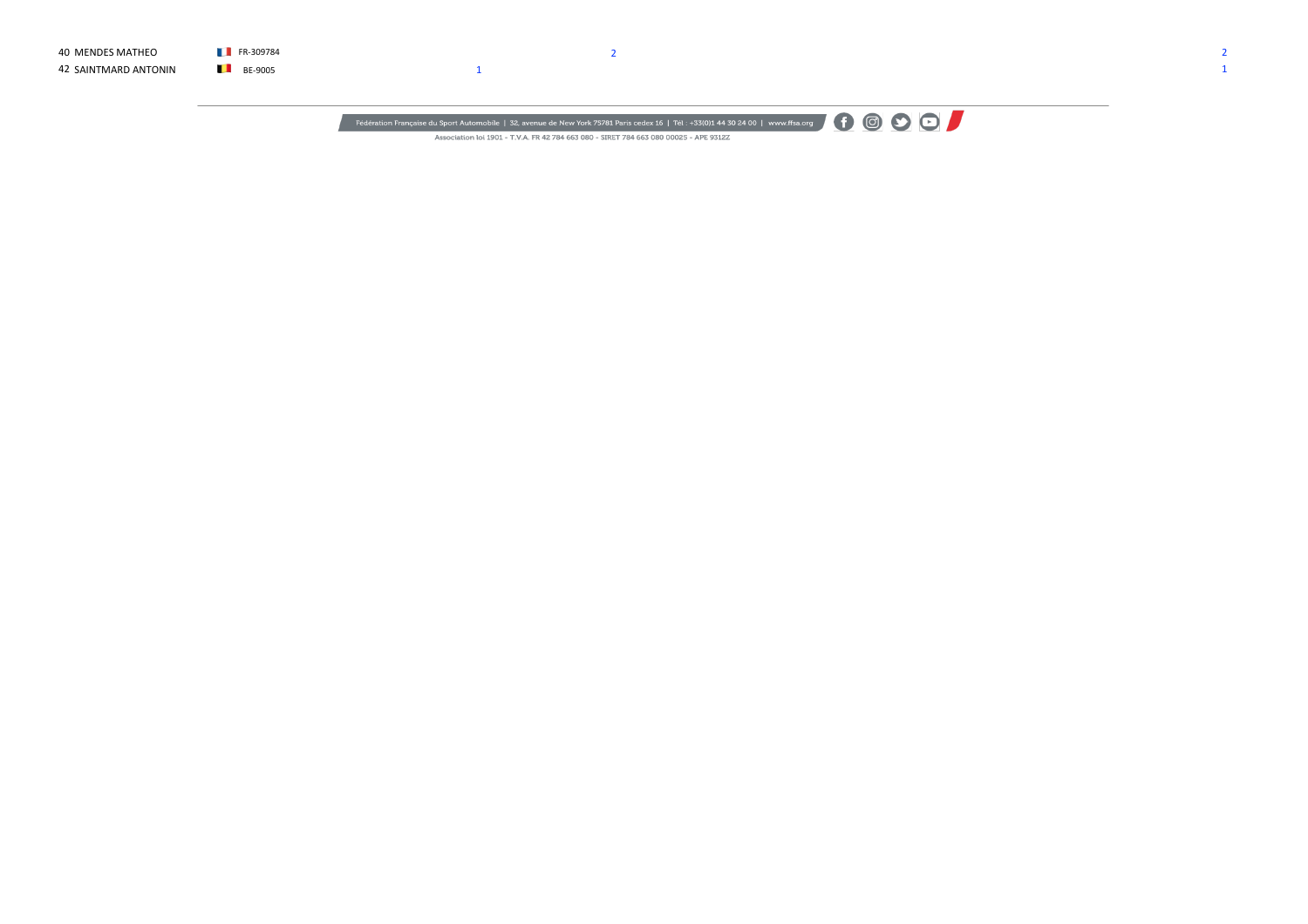| | | | | | |
|---|---|---|---|---|---|
| 40 | MENDES MATHEO | FR-309784 | | 2 | 2 |
| 42 | SAINTMARD ANTONIN | BE-9005 | 1 | | 1 |

Fédération Française du Sport Automobile | 32, avenue de New York 75781 Paris cedex 16 | Tél : +33(0)1 44 30 24 00 | www.ffsa.org

Association loi 1901 - T.V.A. FR 42 784 663 080 - SIRET 784 663 080 00025 - APE 9312Z